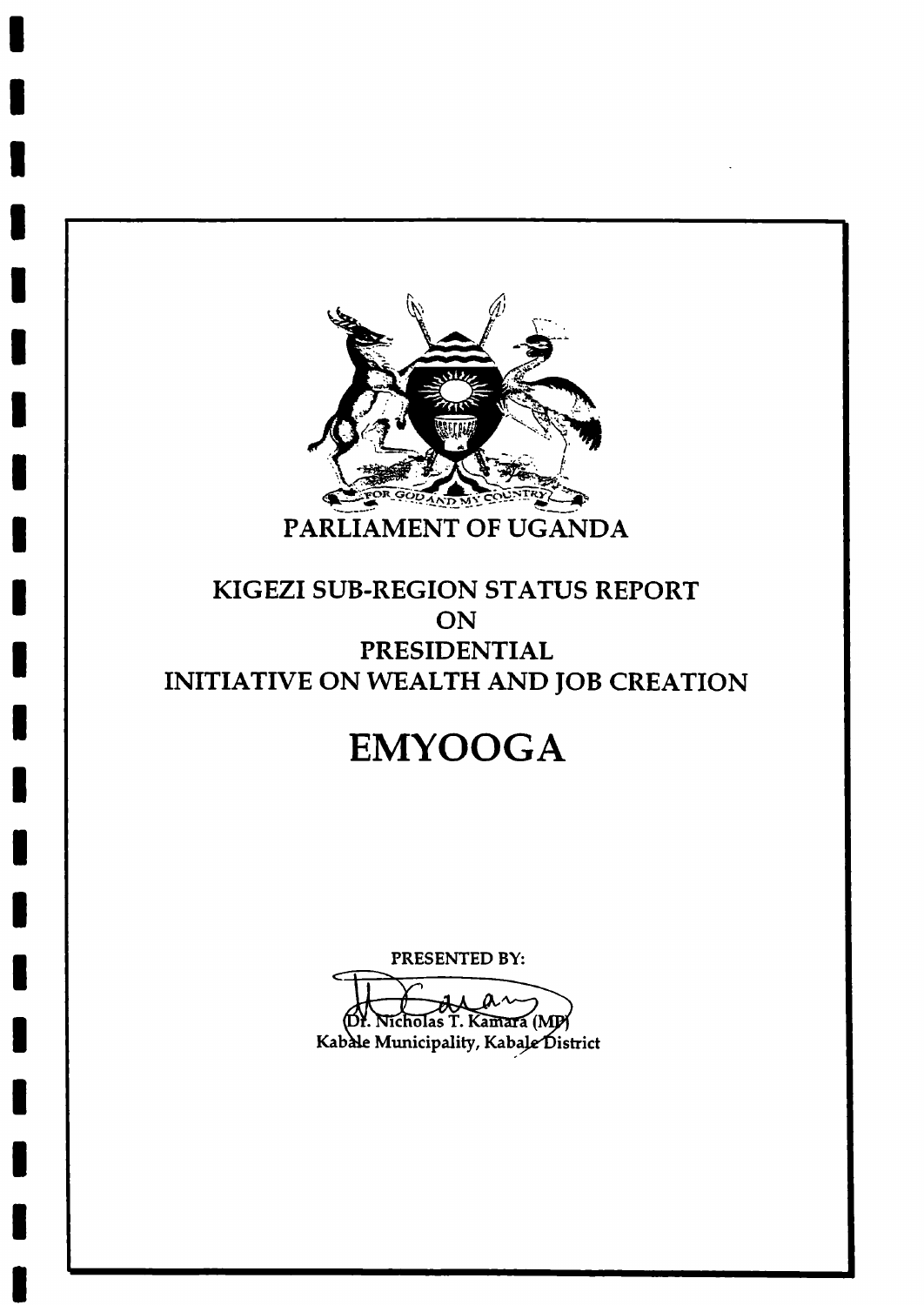# PARLIAMENT OF UGANDA

## KIGEZI SUB-REGION STATUS REPORT
## ON
## PRESIDENTIAL
## INITIATIVE ON WEALTH AND JOB CREATION

# EMYOOGA

PRESENTED BY:

Dr. Nicholas T. Kamara (MP)
Kabale Municipality, Kabale District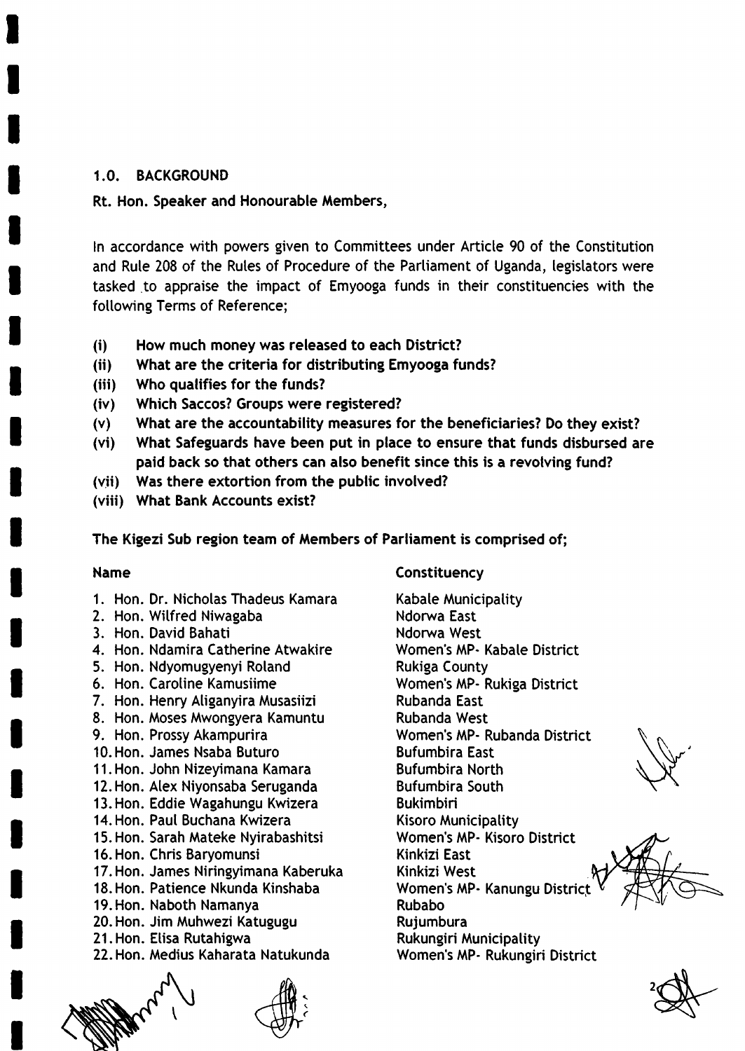## 1.0. BACKGROUND

**Rt. Hon. Speaker and Honourable Members,**

In accordance with powers given to Committees under Article 90 of the Constitution and Rule 208 of the Rules of Procedure of the Parliament of Uganda, legislators were tasked to appraise the impact of Emyooga funds in their constituencies with the following Terms of Reference;

- **(i) How much money was released to each District?**
- **(ii) What are the criteria for distributing Emyooga funds?**
- **(iii) Who qualifies for the funds?**
- **(iv) Which Saccos? Groups were registered?**
- **(v) What are the accountability measures for the beneficiaries? Do they exist?**
- **(vi) What Safeguards have been put in place to ensure that funds disbursed are paid back so that others can also benefit since this is a revolving fund?**
- **(vii) Was there extortion from the public involved?**
- **(viii) What Bank Accounts exist?**

**The Kigezi Sub region team of Members of Parliament is comprised of;**

| Name | Constituency |
|---|---|
| 1. Hon. Dr. Nicholas Thadeus Kamara | Kabale Municipality |
| 2. Hon. Wilfred Niwagaba | Ndorwa East |
| 3. Hon. David Bahati | Ndorwa West |
| 4. Hon. Ndamira Catherine Atwakire | Women's MP- Kabale District |
| 5. Hon. Ndyomugyenyi Roland | Rukiga County |
| 6. Hon. Caroline Kamusiime | Women's MP- Rukiga District |
| 7. Hon. Henry Aliganyira Musasiizi | Rubanda East |
| 8. Hon. Moses Mwongyera Kamuntu | Rubanda West |
| 9. Hon. Prossy Akampurira | Women's MP- Rubanda District |
| 10. Hon. James Nsaba Buturo | Bufumbira East |
| 11. Hon. John Nizeyimana Kamara | Bufumbira North |
| 12. Hon. Alex Niyonsaba Seruganda | Bufumbira South |
| 13. Hon. Eddie Wagahungu Kwizera | Bukimbiri |
| 14. Hon. Paul Buchana Kwizera | Kisoro Municipality |
| 15. Hon. Sarah Mateke Nyirabashitsi | Women's MP- Kisoro District |
| 16. Hon. Chris Baryomunsi | Kinkizi East |
| 17. Hon. James Niringyimana Kaberuka | Kinkizi West |
| 18. Hon. Patience Nkunda Kinshaba | Women's MP- Kanungu District |
| 19. Hon. Naboth Namanya | Rubabo |
| 20. Hon. Jim Muhwezi Katugugu | Rujumbura |
| 21. Hon. Elisa Rutahigwa | Rukungiri Municipality |
| 22. Hon. Medius Kaharata Natukunda | Women's MP- Rukungiri District |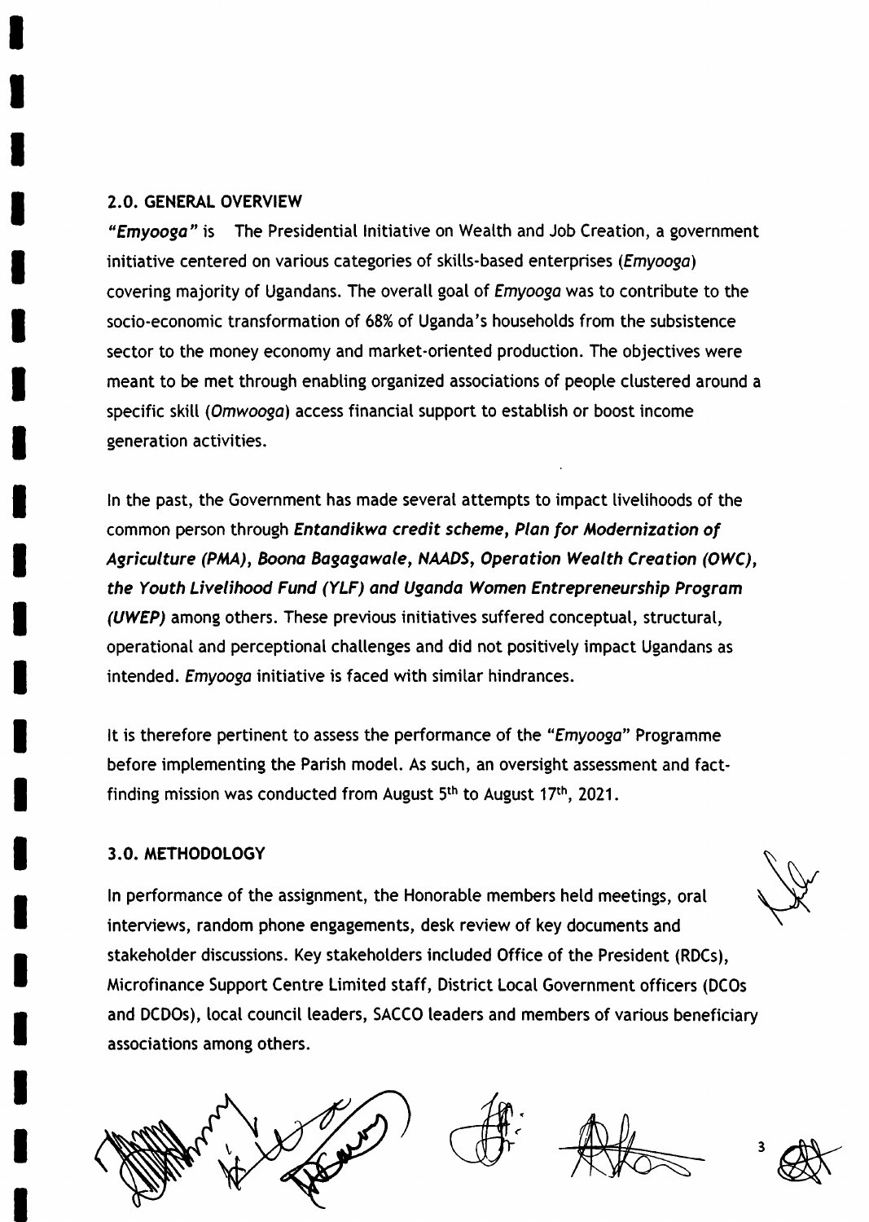## 2.0. GENERAL OVERVIEW

*"Emyooga"* is The Presidential Initiative on Wealth and Job Creation, a government initiative centered on various categories of skills-based enterprises (*Emyooga*) covering majority of Ugandans. The overall goal of *Emyooga* was to contribute to the socio-economic transformation of 68% of Uganda's households from the subsistence sector to the money economy and market-oriented production. The objectives were meant to be met through enabling organized associations of people clustered around a specific skill (*Omwooga*) access financial support to establish or boost income generation activities.

In the past, the Government has made several attempts to impact livelihoods of the common person through ***Entandikwa credit scheme, Plan for Modernization of Agriculture (PMA), Boona Bagagawale, NAADS, Operation Wealth Creation (OWC), the Youth Livelihood Fund (YLF) and Uganda Women Entrepreneurship Program (UWEP)*** among others. These previous initiatives suffered conceptual, structural, operational and perceptional challenges and did not positively impact Ugandans as intended. *Emyooga* initiative is faced with similar hindrances.

It is therefore pertinent to assess the performance of the "*Emyooga*" Programme before implementing the Parish model. As such, an oversight assessment and fact-finding mission was conducted from August 5th to August 17th, 2021.

## 3.0. METHODOLOGY

In performance of the assignment, the Honorable members held meetings, oral interviews, random phone engagements, desk review of key documents and stakeholder discussions. Key stakeholders included Office of the President (RDCs), Microfinance Support Centre Limited staff, District Local Government officers (DCOs and DCDOs), local council leaders, SACCO leaders and members of various beneficiary associations among others.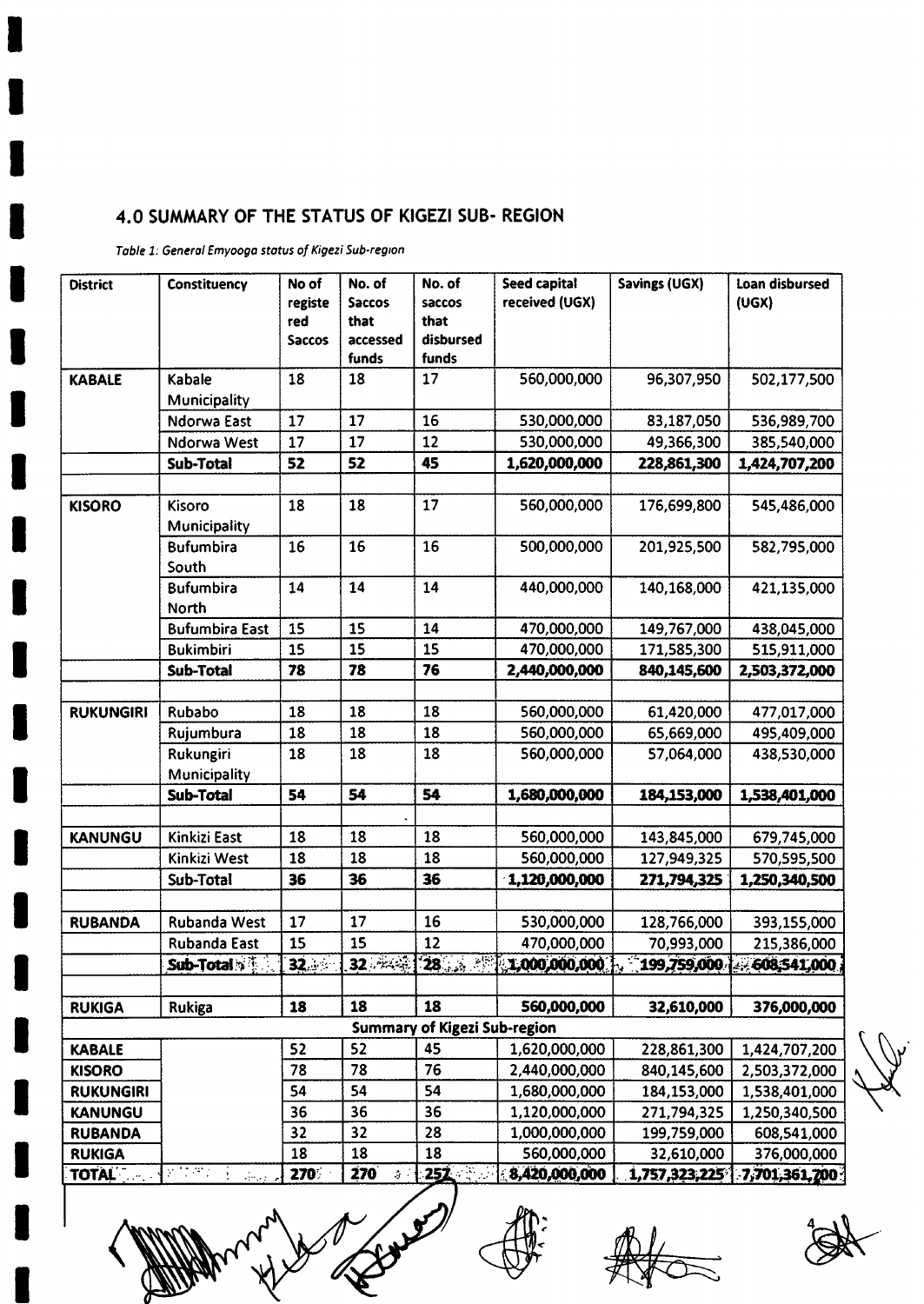## 4.0 SUMMARY OF THE STATUS OF KIGEZI SUB- REGION

*Table 1: General Emyooga status of Kigezi Sub-region*

| District | Constituency | No of registered Saccos | No. of Saccos that accessed funds | No. of saccos that disbursed funds | Seed capital received (UGX) | Savings (UGX) | Loan disbursed (UGX) |
|---|---|---|---|---|---|---|---|
| **KABALE** | Kabale Municipality | 18 | 18 | 17 | 560,000,000 | 96,307,950 | 502,177,500 |
| | Ndorwa East | 17 | 17 | 16 | 530,000,000 | 83,187,050 | 536,989,700 |
| | Ndorwa West | 17 | 17 | 12 | 530,000,000 | 49,366,300 | 385,540,000 |
| | **Sub-Total** | **52** | **52** | **45** | **1,620,000,000** | **228,861,300** | **1,424,707,200** |
| | | | | | | | |
| **KISORO** | Kisoro Municipality | 18 | 18 | 17 | 560,000,000 | 176,699,800 | 545,486,000 |
| | Bufumbira South | 16 | 16 | 16 | 500,000,000 | 201,925,500 | 582,795,000 |
| | Bufumbira North | 14 | 14 | 14 | 440,000,000 | 140,168,000 | 421,135,000 |
| | Bufumbira East | 15 | 15 | 14 | 470,000,000 | 149,767,000 | 438,045,000 |
| | Bukimbiri | 15 | 15 | 15 | 470,000,000 | 171,585,300 | 515,911,000 |
| | **Sub-Total** | **78** | **78** | **76** | **2,440,000,000** | **840,145,600** | **2,503,372,000** |
| | | | | | | | |
| **RUKUNGIRI** | Rubabo | 18 | 18 | 18 | 560,000,000 | 61,420,000 | 477,017,000 |
| | Rujumbura | 18 | 18 | 18 | 560,000,000 | 65,669,000 | 495,409,000 |
| | Rukungiri Municipality | 18 | 18 | 18 | 560,000,000 | 57,064,000 | 438,530,000 |
| | **Sub-Total** | **54** | **54** | **54** | **1,680,000,000** | **184,153,000** | **1,538,401,000** |
| | | | | | | | |
| **KANUNGU** | Kinkizi East | 18 | 18 | 18 | 560,000,000 | 143,845,000 | 679,745,000 |
| | Kinkizi West | 18 | 18 | 18 | 560,000,000 | 127,949,325 | 570,595,500 |
| | Sub-Total | **36** | **36** | **36** | **1,120,000,000** | **271,794,325** | **1,250,340,500** |
| | | | | | | | |
| **RUBANDA** | Rubanda West | 17 | 17 | 16 | 530,000,000 | 128,766,000 | 393,155,000 |
| | Rubanda East | 15 | 15 | 12 | 470,000,000 | 70,993,000 | 215,386,000 |
| | **Sub-Total** | **32** | **32** | **28** | **1,000,000,000** | **199,759,000** | **608,541,000** |
| | | | | | | | |
| **RUKIGA** | Rukiga | **18** | **18** | **18** | **560,000,000** | **32,610,000** | **376,000,000** |
| | | | | **Summary of Kigezi Sub-region** | | | |
| **KABALE** | | 52 | 52 | 45 | 1,620,000,000 | 228,861,300 | 1,424,707,200 |
| **KISORO** | | 78 | 78 | 76 | 2,440,000,000 | 840,145,600 | 2,503,372,000 |
| **RUKUNGIRI** | | 54 | 54 | 54 | 1,680,000,000 | 184,153,000 | 1,538,401,000 |
| **KANUNGU** | | 36 | 36 | 36 | 1,120,000,000 | 271,794,325 | 1,250,340,500 |
| **RUBANDA** | | 32 | 32 | 28 | 1,000,000,000 | 199,759,000 | 608,541,000 |
| **RUKIGA** | | 18 | 18 | 18 | 560,000,000 | 32,610,000 | 376,000,000 |
| **TOTAL** | | **270** | **270** | **257** | **8,420,000,000** | **1,757,323,225** | **7,701,361,700** |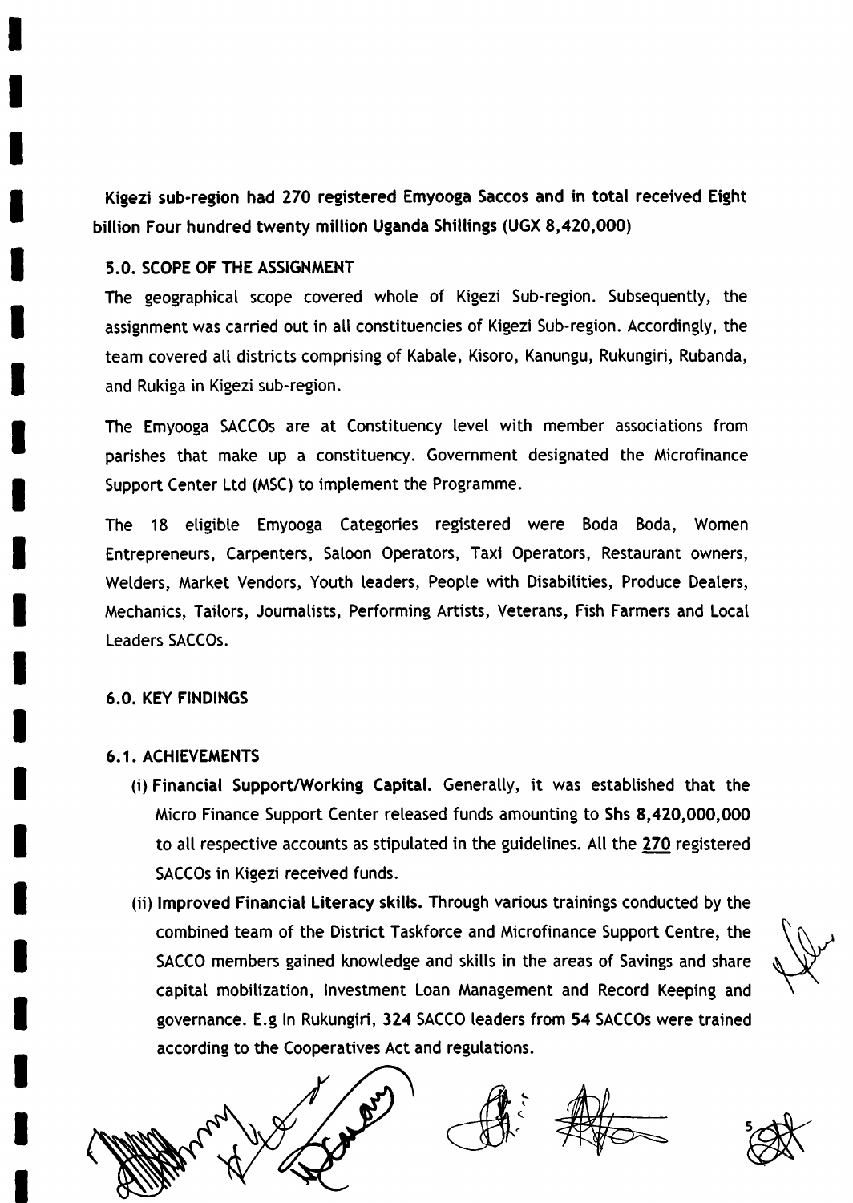Kigezi sub-region had 270 registered Emyooga Saccos and in total received Eight billion Four hundred twenty million Uganda Shillings (UGX 8,420,000)

## 5.0. SCOPE OF THE ASSIGNMENT

The geographical scope covered whole of Kigezi Sub-region. Subsequently, the assignment was carried out in all constituencies of Kigezi Sub-region. Accordingly, the team covered all districts comprising of Kabale, Kisoro, Kanungu, Rukungiri, Rubanda, and Rukiga in Kigezi sub-region.

The Emyooga SACCOs are at Constituency level with member associations from parishes that make up a constituency. Government designated the Microfinance Support Center Ltd (MSC) to implement the Programme.

The 18 eligible Emyooga Categories registered were Boda Boda, Women Entrepreneurs, Carpenters, Saloon Operators, Taxi Operators, Restaurant owners, Welders, Market Vendors, Youth leaders, People with Disabilities, Produce Dealers, Mechanics, Tailors, Journalists, Performing Artists, Veterans, Fish Farmers and Local Leaders SACCOs.

## 6.0. KEY FINDINGS

### 6.1. ACHIEVEMENTS

(i) **Financial Support/Working Capital.** Generally, it was established that the Micro Finance Support Center released funds amounting to **Shs 8,420,000,000** to all respective accounts as stipulated in the guidelines. All the **270** registered SACCOs in Kigezi received funds.

(ii) **Improved Financial Literacy skills.** Through various trainings conducted by the combined team of the District Taskforce and Microfinance Support Centre, the SACCO members gained knowledge and skills in the areas of Savings and share capital mobilization, Investment Loan Management and Record Keeping and governance. E.g In Rukungiri, **324** SACCO leaders from **54** SACCOs were trained according to the Cooperatives Act and regulations.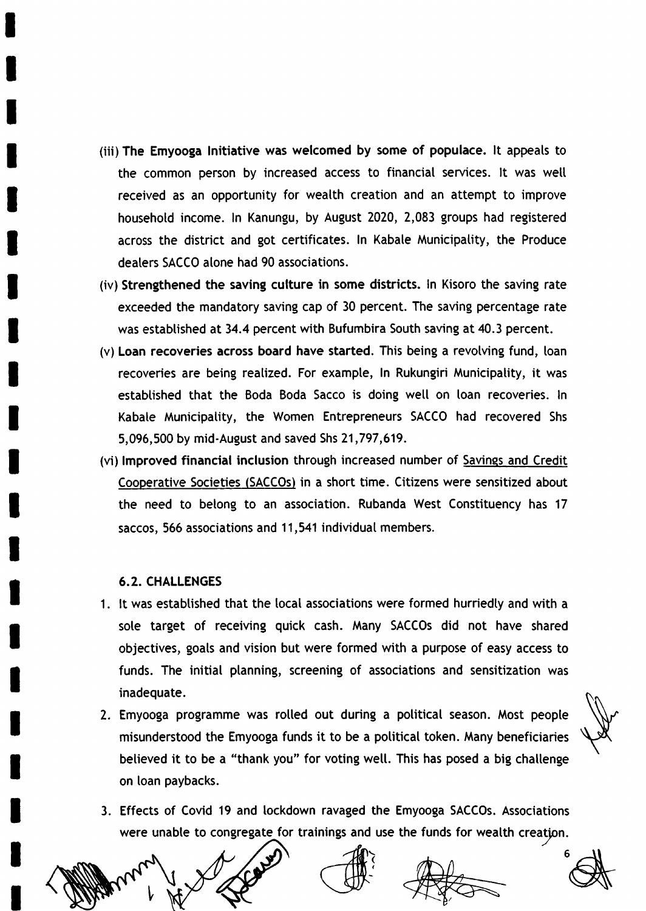(iii) **The Emyooga Initiative was welcomed by some of populace.** It appeals to the common person by increased access to financial services. It was well received as an opportunity for wealth creation and an attempt to improve household income. In Kanungu, by August 2020, 2,083 groups had registered across the district and got certificates. In Kabale Municipality, the Produce dealers SACCO alone had 90 associations.

(iv) **Strengthened the saving culture in some districts.** In Kisoro the saving rate exceeded the mandatory saving cap of 30 percent. The saving percentage rate was established at 34.4 percent with Bufumbira South saving at 40.3 percent.

(v) **Loan recoveries across board have started.** This being a revolving fund, loan recoveries are being realized. For example, In Rukungiri Municipality, it was established that the Boda Boda Sacco is doing well on loan recoveries. In Kabale Municipality, the Women Entrepreneurs SACCO had recovered Shs 5,096,500 by mid-August and saved Shs 21,797,619.

(vi) **Improved financial inclusion** through increased number of Savings and Credit Cooperative Societies (SACCOs) in a short time. Citizens were sensitized about the need to belong to an association. Rubanda West Constituency has 17 saccos, 566 associations and 11,541 individual members.

### 6.2. CHALLENGES

1. It was established that the local associations were formed hurriedly and with a sole target of receiving quick cash. Many SACCOs did not have shared objectives, goals and vision but were formed with a purpose of easy access to funds. The initial planning, screening of associations and sensitization was inadequate.
2. Emyooga programme was rolled out during a political season. Most people misunderstood the Emyooga funds it to be a political token. Many beneficiaries believed it to be a "thank you" for voting well. This has posed a big challenge on loan paybacks.
3. Effects of Covid 19 and lockdown ravaged the Emyooga SACCOs. Associations were unable to congregate for trainings and use the funds for wealth creation.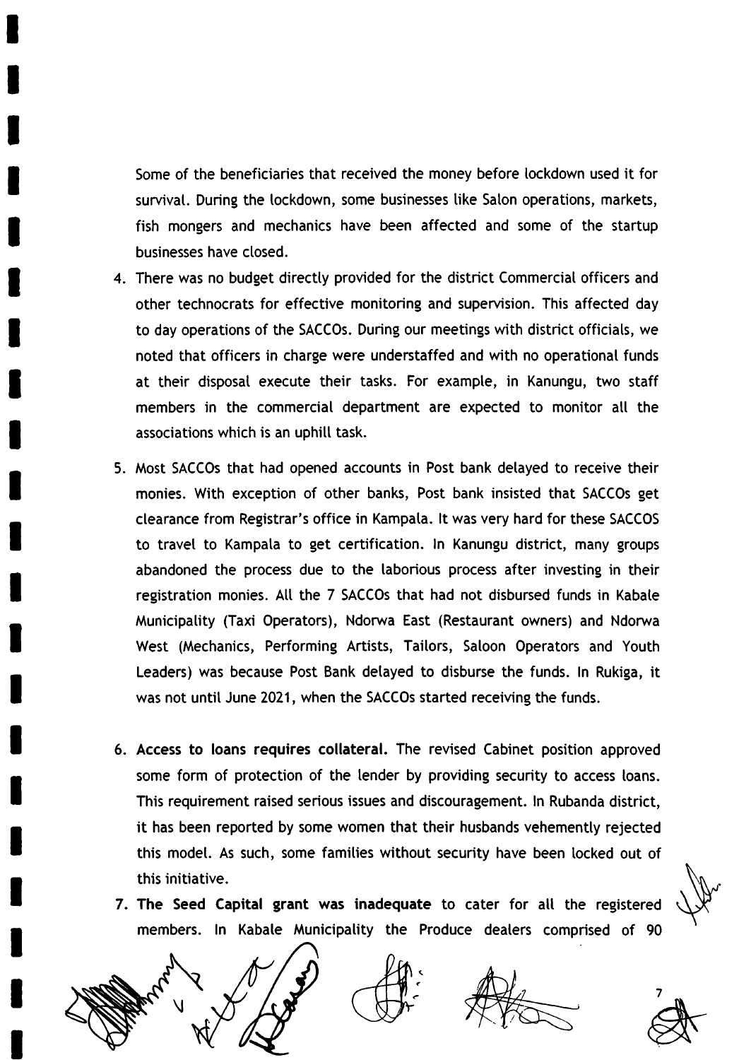Some of the beneficiaries that received the money before lockdown used it for survival. During the lockdown, some businesses like Salon operations, markets, fish mongers and mechanics have been affected and some of the startup businesses have closed.

4. There was no budget directly provided for the district Commercial officers and other technocrats for effective monitoring and supervision. This affected day to day operations of the SACCOs. During our meetings with district officials, we noted that officers in charge were understaffed and with no operational funds at their disposal execute their tasks. For example, in Kanungu, two staff members in the commercial department are expected to monitor all the associations which is an uphill task.

5. Most SACCOs that had opened accounts in Post bank delayed to receive their monies. With exception of other banks, Post bank insisted that SACCOs get clearance from Registrar's office in Kampala. It was very hard for these SACCOS to travel to Kampala to get certification. In Kanungu district, many groups abandoned the process due to the laborious process after investing in their registration monies. All the 7 SACCOs that had not disbursed funds in Kabale Municipality (Taxi Operators), Ndorwa East (Restaurant owners) and Ndorwa West (Mechanics, Performing Artists, Tailors, Saloon Operators and Youth Leaders) was because Post Bank delayed to disburse the funds. In Rukiga, it was not until June 2021, when the SACCOs started receiving the funds.

6. **Access to loans requires collateral.** The revised Cabinet position approved some form of protection of the lender by providing security to access loans. This requirement raised serious issues and discouragement. In Rubanda district, it has been reported by some women that their husbands vehemently rejected this model. As such, some families without security have been locked out of this initiative.

7. **The Seed Capital grant was inadequate** to cater for all the registered members. In Kabale Municipality the Produce dealers comprised of 90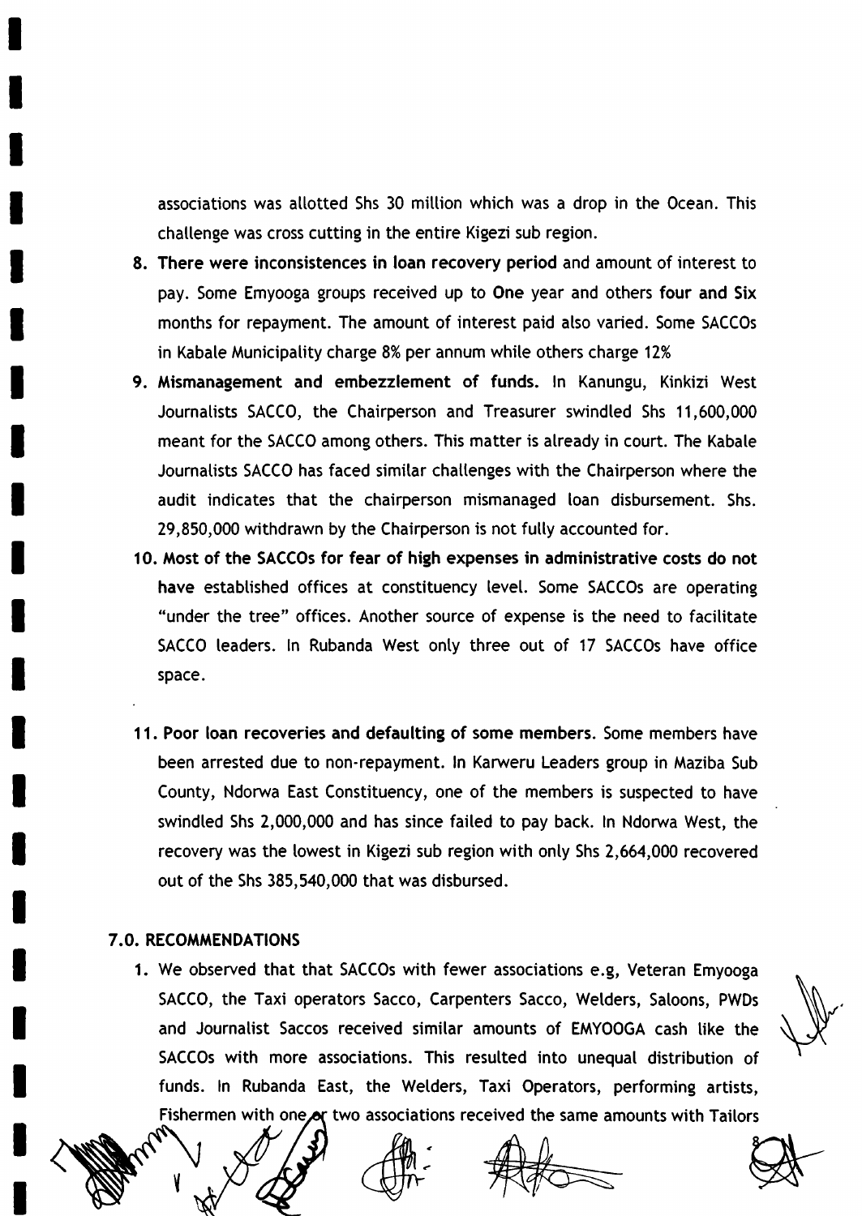associations was allotted Shs 30 million which was a drop in the Ocean. This challenge was cross cutting in the entire Kigezi sub region.

8. **There were inconsistences in loan recovery period** and amount of interest to pay. Some Emyooga groups received up to **One** year and others **four and Six** months for repayment. The amount of interest paid also varied. Some SACCOs in Kabale Municipality charge 8% per annum while others charge 12%

9. **Mismanagement and embezzlement of funds.** In Kanungu, Kinkizi West Journalists SACCO, the Chairperson and Treasurer swindled Shs 11,600,000 meant for the SACCO among others. This matter is already in court. The Kabale Journalists SACCO has faced similar challenges with the Chairperson where the audit indicates that the chairperson mismanaged loan disbursement. Shs. 29,850,000 withdrawn by the Chairperson is not fully accounted for.

10. **Most of the SACCOs for fear of high expenses in administrative costs do not have** established offices at constituency level. Some SACCOs are operating "under the tree" offices. Another source of expense is the need to facilitate SACCO leaders. In Rubanda West only three out of 17 SACCOs have office space.

11. **Poor loan recoveries and defaulting of some members.** Some members have been arrested due to non-repayment. In Karweru Leaders group in Maziba Sub County, Ndorwa East Constituency, one of the members is suspected to have swindled Shs 2,000,000 and has since failed to pay back. In Ndorwa West, the recovery was the lowest in Kigezi sub region with only Shs 2,664,000 recovered out of the Shs 385,540,000 that was disbursed.

## 7.0. RECOMMENDATIONS

1. We observed that that SACCOs with fewer associations e.g, Veteran Emyooga SACCO, the Taxi operators Sacco, Carpenters Sacco, Welders, Saloons, PWDs and Journalist Saccos received similar amounts of EMYOOGA cash like the SACCOs with more associations. This resulted into unequal distribution of funds. In Rubanda East, the Welders, Taxi Operators, performing artists, Fishermen with one or two associations received the same amounts with Tailors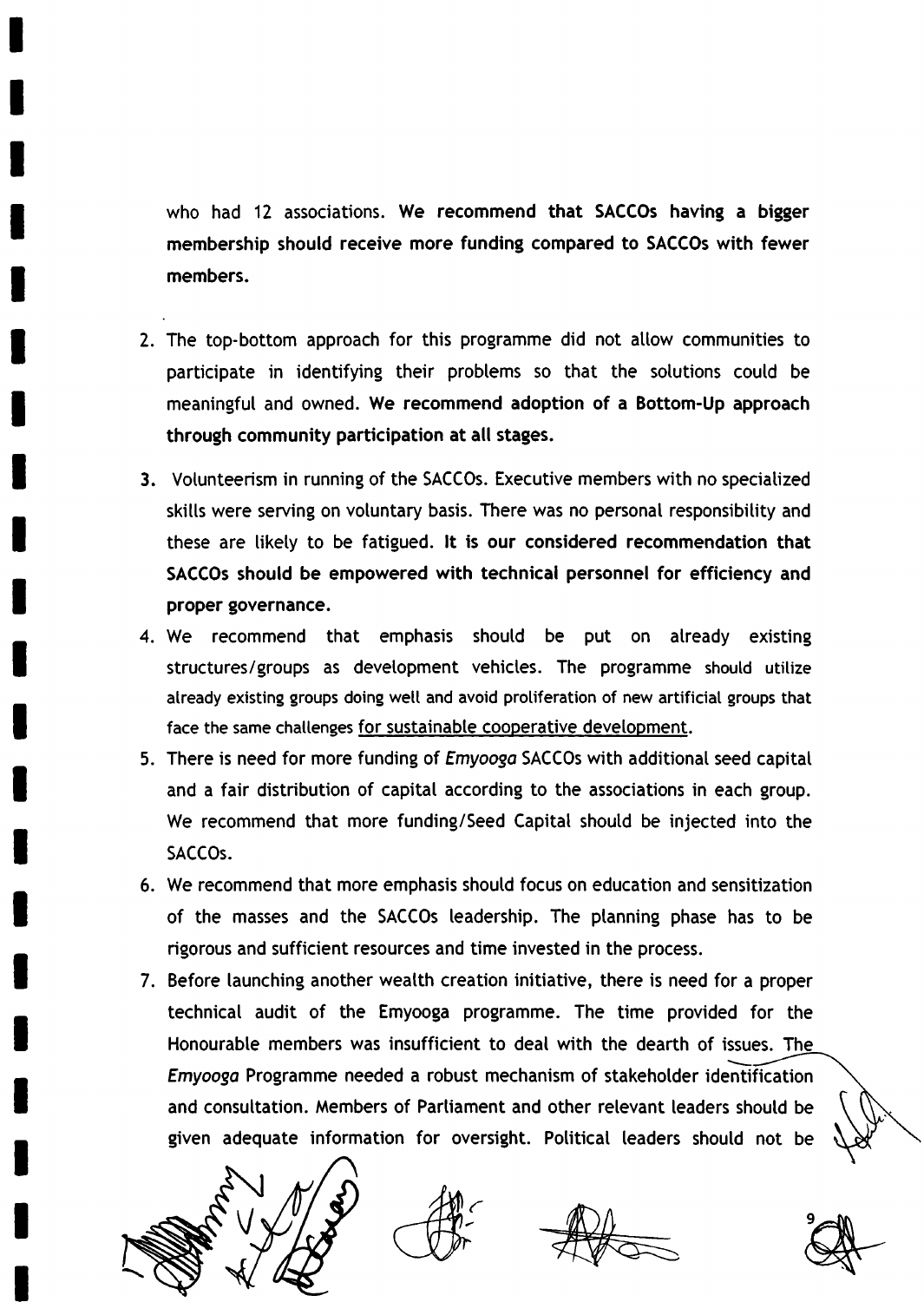who had 12 associations. **We recommend that SACCOs having a bigger membership should receive more funding compared to SACCOs with fewer members.**

2. The top-bottom approach for this programme did not allow communities to participate in identifying their problems so that the solutions could be meaningful and owned. **We recommend adoption of a Bottom-Up approach through community participation at all stages.**
3. Volunteerism in running of the SACCOs. Executive members with no specialized skills were serving on voluntary basis. There was no personal responsibility and these are likely to be fatigued. **It is our considered recommendation that SACCOs should be empowered with technical personnel for efficiency and proper governance.**
4. We recommend that emphasis should be put on already existing structures/groups as development vehicles. The programme should utilize already existing groups doing well and avoid proliferation of new artificial groups that face the same challenges for sustainable cooperative development.
5. There is need for more funding of *Emyooga* SACCOs with additional seed capital and a fair distribution of capital according to the associations in each group. We recommend that more funding/Seed Capital should be injected into the SACCOs.
6. We recommend that more emphasis should focus on education and sensitization of the masses and the SACCOs leadership. The planning phase has to be rigorous and sufficient resources and time invested in the process.
7. Before launching another wealth creation initiative, there is need for a proper technical audit of the Emyooga programme. The time provided for the Honourable members was insufficient to deal with the dearth of issues. The *Emyooga* Programme needed a robust mechanism of stakeholder identification and consultation. Members of Parliament and other relevant leaders should be given adequate information for oversight. Political leaders should not be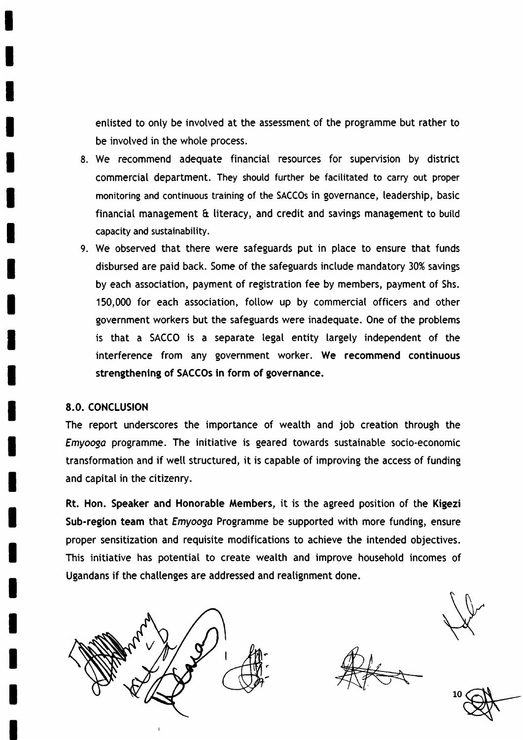enlisted to only be involved at the assessment of the programme but rather to be involved in the whole process.

8. We recommend adequate financial resources for supervision by district commercial department. They should further be facilitated to carry out proper monitoring and continuous training of the SACCOs in governance, leadership, basic financial management & literacy, and credit and savings management to build capacity and sustainability.
9. We observed that there were safeguards put in place to ensure that funds disbursed are paid back. Some of the safeguards include mandatory 30% savings by each association, payment of registration fee by members, payment of Shs. 150,000 for each association, follow up by commercial officers and other government workers but the safeguards were inadequate. One of the problems is that a SACCO is a separate legal entity largely independent of the interference from any government worker. **We recommend continuous strengthening of SACCOs in form of governance.**

## 8.0. CONCLUSION

The report underscores the importance of wealth and job creation through the *Emyooga* programme. The initiative is geared towards sustainable socio-economic transformation and if well structured, it is capable of improving the access of funding and capital in the citizenry.

**Rt. Hon. Speaker and Honorable Members**, it is the agreed position of the **Kigezi Sub-region team** that *Emyooga* Programme be supported with more funding, ensure proper sensitization and requisite modifications to achieve the intended objectives. This initiative has potential to create wealth and improve household incomes of Ugandans if the challenges are addressed and realignment done.